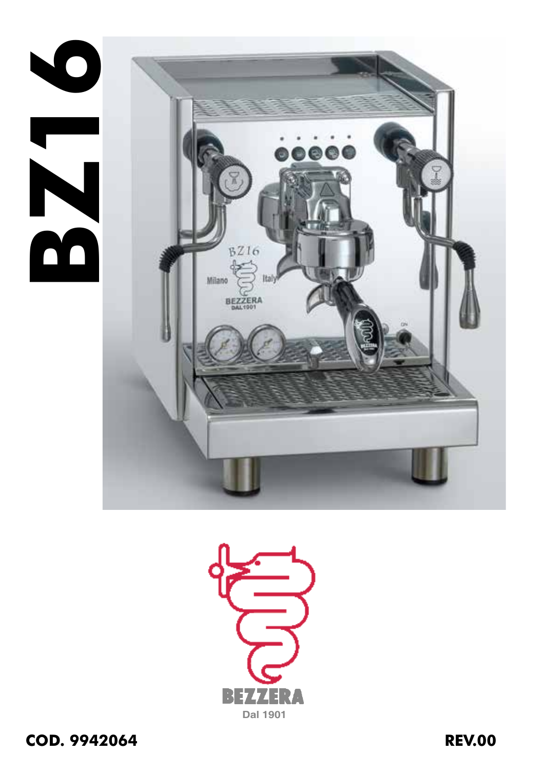# BZ16

BEZZERA
Dal 1901

**COD. 9942064** **REV.00**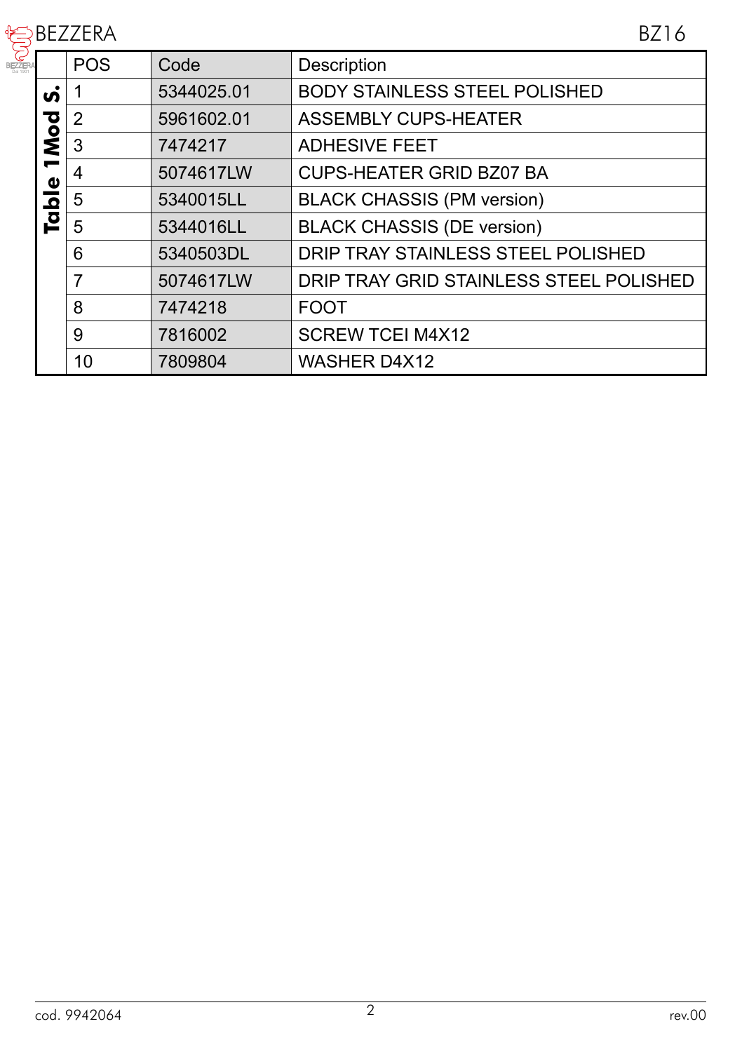**Table 1 Mod S.**

| POS | Code | Description |
|---|---|---|
| 1 | 5344025.01 | BODY STAINLESS STEEL POLISHED |
| 2 | 5961602.01 | ASSEMBLY CUPS-HEATER |
| 3 | 7474217 | ADHESIVE FEET |
| 4 | 5074617LW | CUPS-HEATER GRID BZ07 BA |
| 5 | 5340015LL | BLACK CHASSIS (PM version) |
| 5 | 5344016LL | BLACK CHASSIS (DE version) |
| 6 | 5340503DL | DRIP TRAY STAINLESS STEEL POLISHED |
| 7 | 5074617LW | DRIP TRAY GRID STAINLESS STEEL POLISHED |
| 8 | 7474218 | FOOT |
| 9 | 7816002 | SCREW TCEI M4X12 |
| 10 | 7809804 | WASHER D4X12 |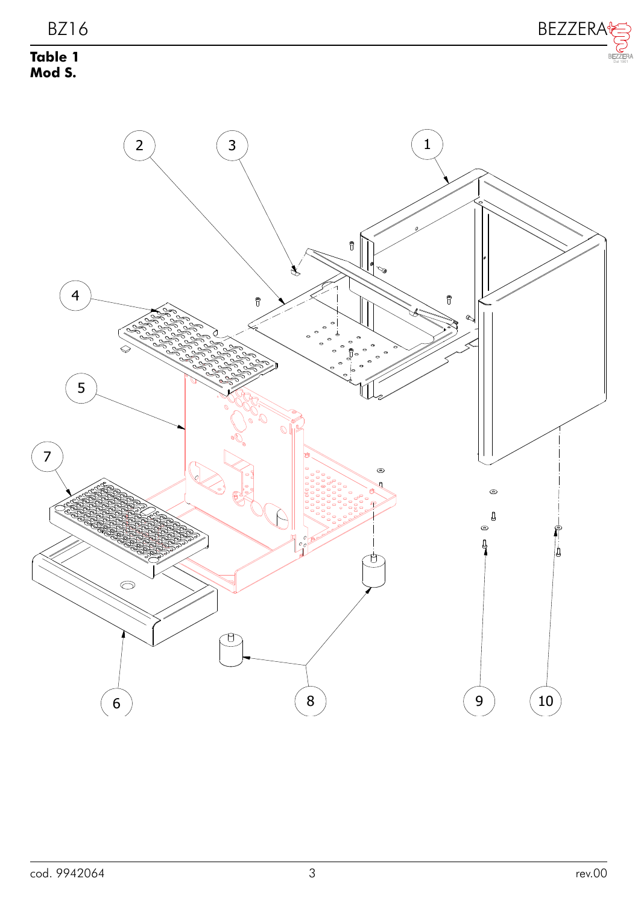**Table 1**
**Mod S.**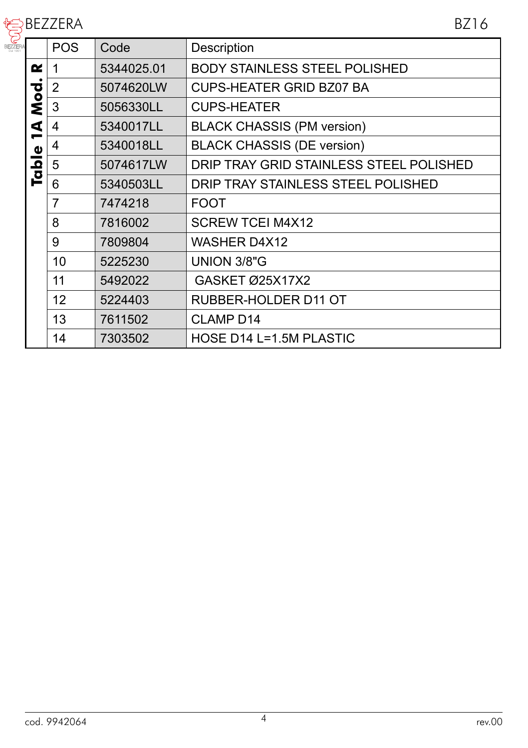## Table 1A Mod. R

| POS | Code | Description |
|---|---|---|
| 1 | 5344025.01 | BODY STAINLESS STEEL POLISHED |
| 2 | 5074620LW | CUPS-HEATER GRID BZ07 BA |
| 3 | 5056330LL | CUPS-HEATER |
| 4 | 5340017LL | BLACK CHASSIS (PM version) |
| 4 | 5340018LL | BLACK CHASSIS (DE version) |
| 5 | 5074617LW | DRIP TRAY GRID STAINLESS STEEL POLISHED |
| 6 | 5340503LL | DRIP TRAY STAINLESS STEEL POLISHED |
| 7 | 7474218 | FOOT |
| 8 | 7816002 | SCREW TCEI M4X12 |
| 9 | 7809804 | WASHER D4X12 |
| 10 | 5225230 | UNION 3/8"G |
| 11 | 5492022 | GASKET Ø25X17X2 |
| 12 | 5224403 | RUBBER-HOLDER D11 OT |
| 13 | 7611502 | CLAMP D14 |
| 14 | 7303502 | HOSE D14 L=1.5M PLASTIC |

cod. 9942064 rev.00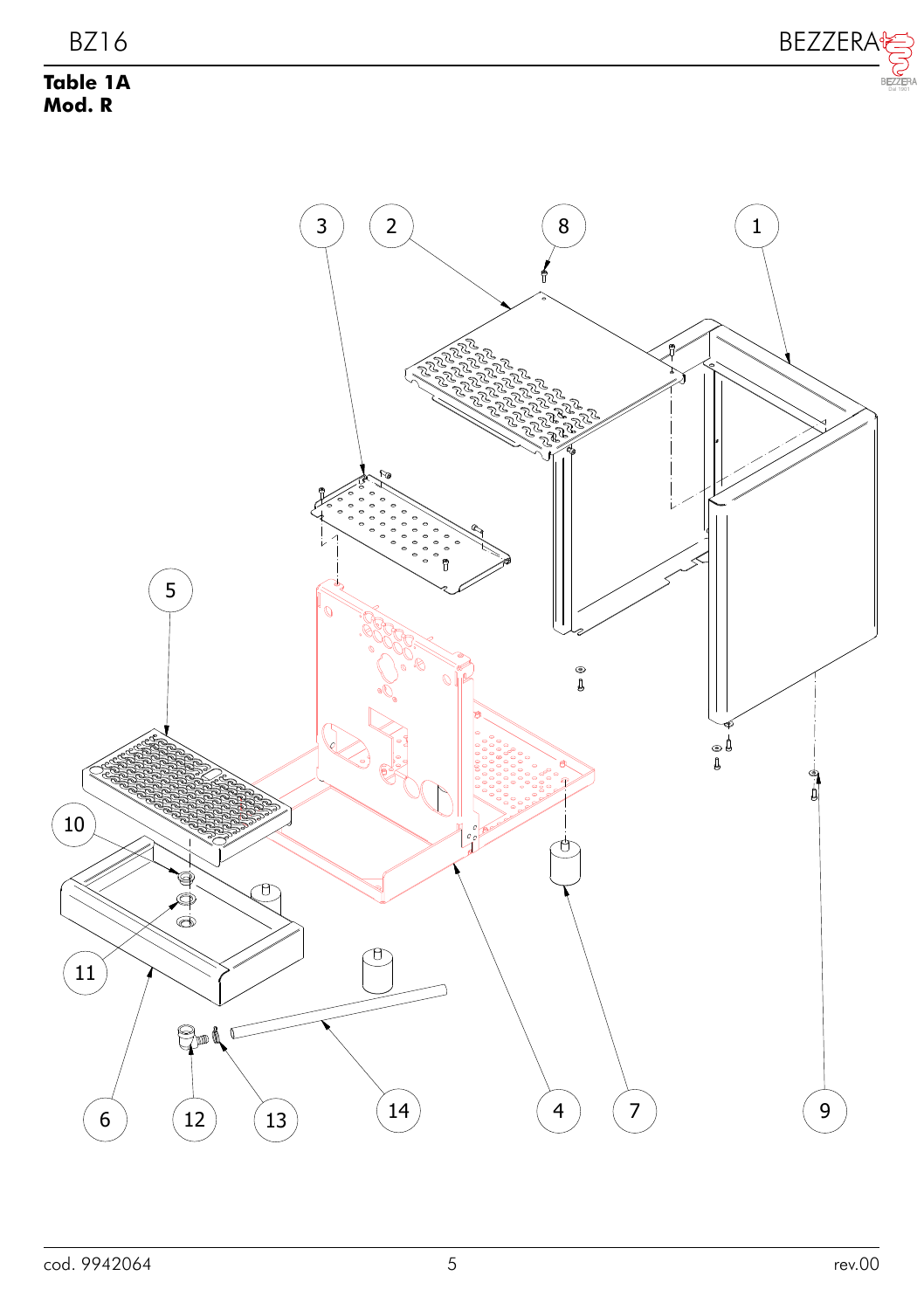**Table 1A**
**Mod. R**

3 2 8 1

5

10

11

6 12 13 14 4 7 9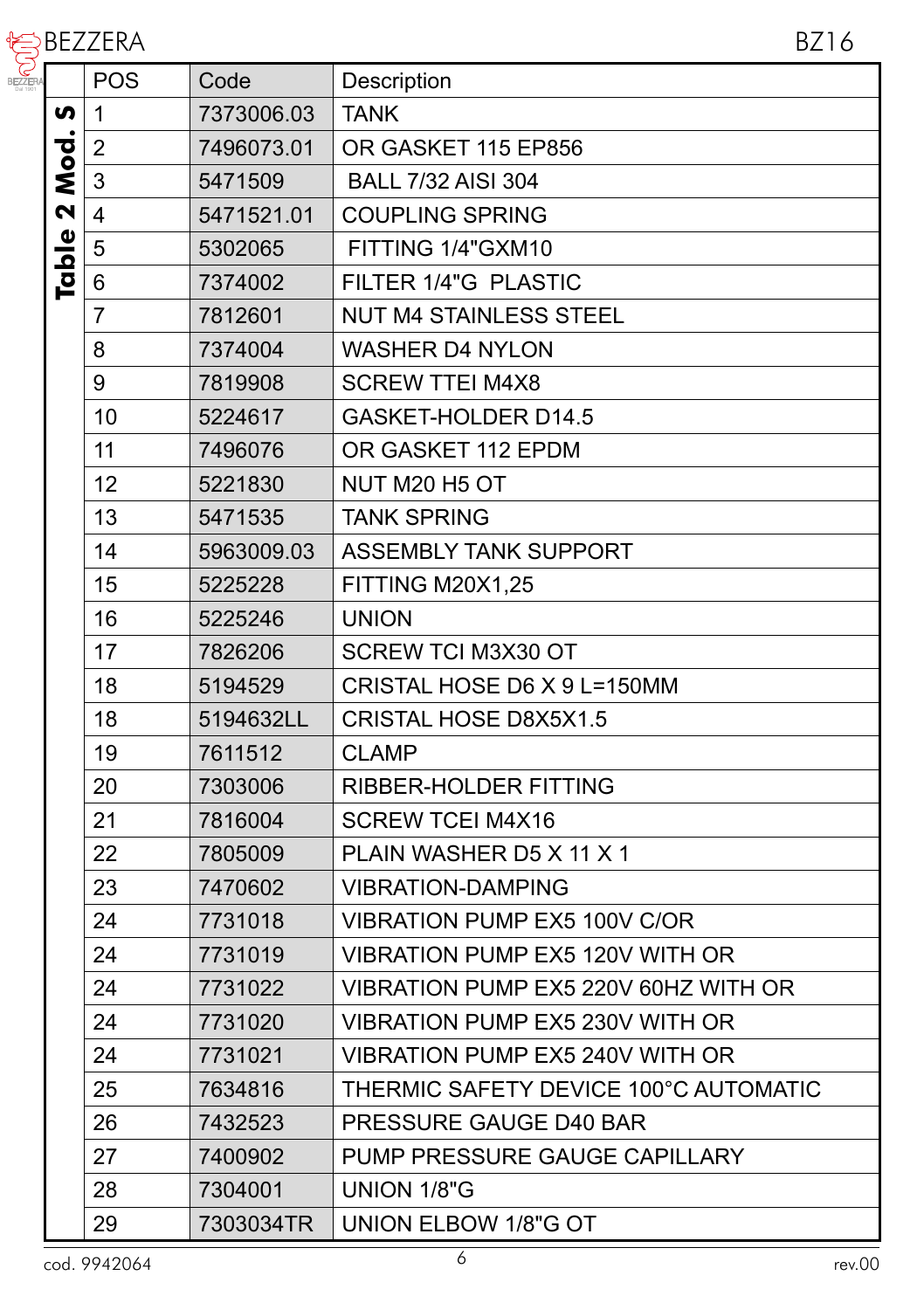**Table 2 Mod. S**

| POS | Code | Description |
|---|---|---|
| 1 | 7373006.03 | TANK |
| 2 | 7496073.01 | OR GASKET 115 EP856 |
| 3 | 5471509 | BALL 7/32 AISI 304 |
| 4 | 5471521.01 | COUPLING SPRING |
| 5 | 5302065 | FITTING 1/4"GXM10 |
| 6 | 7374002 | FILTER 1/4"G PLASTIC |
| 7 | 7812601 | NUT M4 STAINLESS STEEL |
| 8 | 7374004 | WASHER D4 NYLON |
| 9 | 7819908 | SCREW TTEI M4X8 |
| 10 | 5224617 | GASKET-HOLDER D14.5 |
| 11 | 7496076 | OR GASKET 112 EPDM |
| 12 | 5221830 | NUT M20 H5 OT |
| 13 | 5471535 | TANK SPRING |
| 14 | 5963009.03 | ASSEMBLY TANK SUPPORT |
| 15 | 5225228 | FITTING M20X1,25 |
| 16 | 5225246 | UNION |
| 17 | 7826206 | SCREW TCI M3X30 OT |
| 18 | 5194529 | CRISTAL HOSE D6 X 9 L=150MM |
| 18 | 5194632LL | CRISTAL HOSE D8X5X1.5 |
| 19 | 7611512 | CLAMP |
| 20 | 7303006 | RIBBER-HOLDER FITTING |
| 21 | 7816004 | SCREW TCEI M4X16 |
| 22 | 7805009 | PLAIN WASHER D5 X 11 X 1 |
| 23 | 7470602 | VIBRATION-DAMPING |
| 24 | 7731018 | VIBRATION PUMP EX5 100V C/OR |
| 24 | 7731019 | VIBRATION PUMP EX5 120V WITH OR |
| 24 | 7731022 | VIBRATION PUMP EX5 220V 60HZ WITH OR |
| 24 | 7731020 | VIBRATION PUMP EX5 230V WITH OR |
| 24 | 7731021 | VIBRATION PUMP EX5 240V WITH OR |
| 25 | 7634816 | THERMIC SAFETY DEVICE 100°C AUTOMATIC |
| 26 | 7432523 | PRESSURE GAUGE D40 BAR |
| 27 | 7400902 | PUMP PRESSURE GAUGE CAPILLARY |
| 28 | 7304001 | UNION 1/8"G |
| 29 | 7303034TR | UNION ELBOW 1/8"G OT |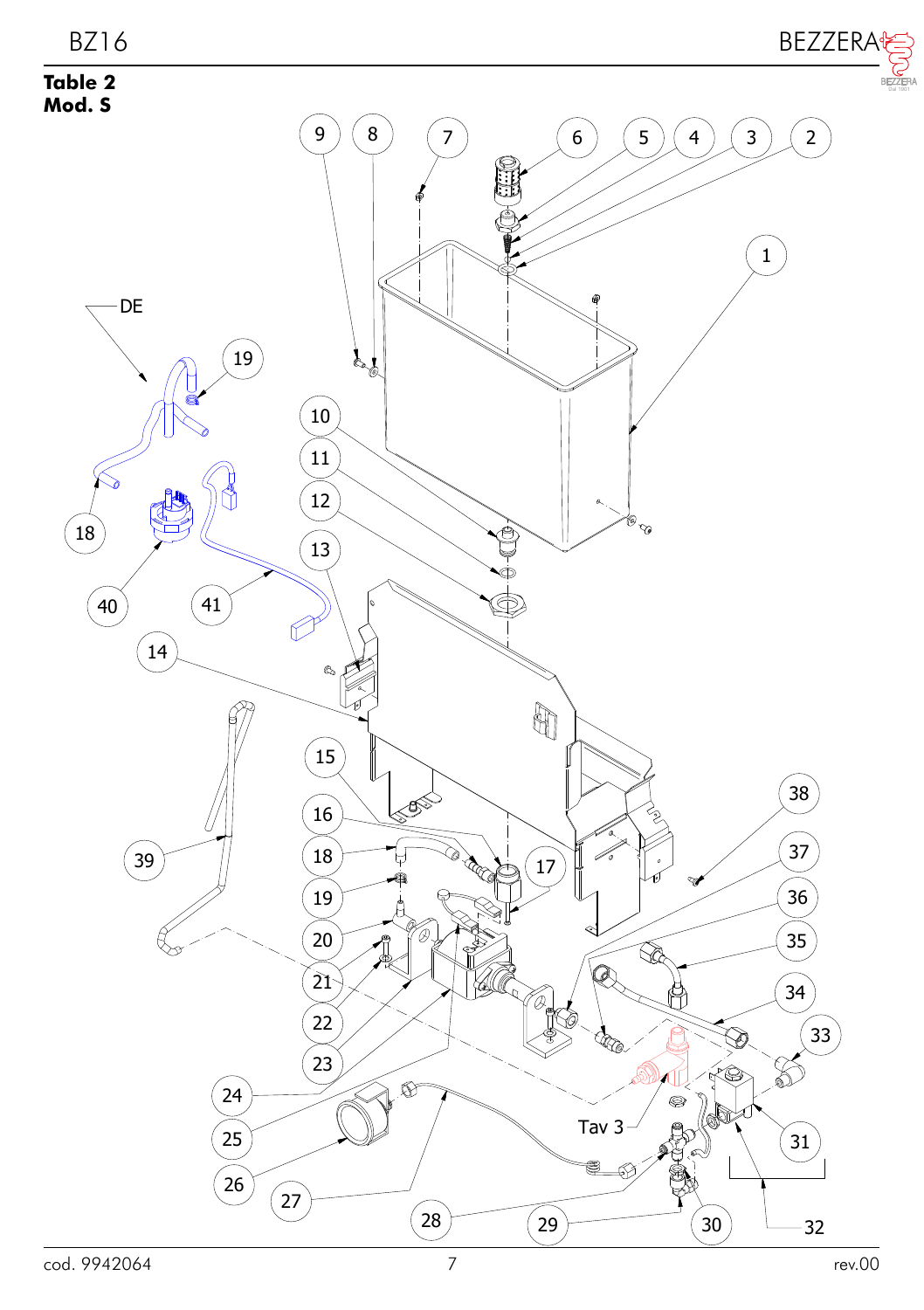**Table 2**
**Mod. S**

9 8 7 6 5 4 3 2

1

DE

19

10

11

12

18

13

40

41

14

15

38

16

17

37

39

18

36

19

35

20

21

34

22

33

23

24

Tav 3

31

25

26

27

28

29

30

32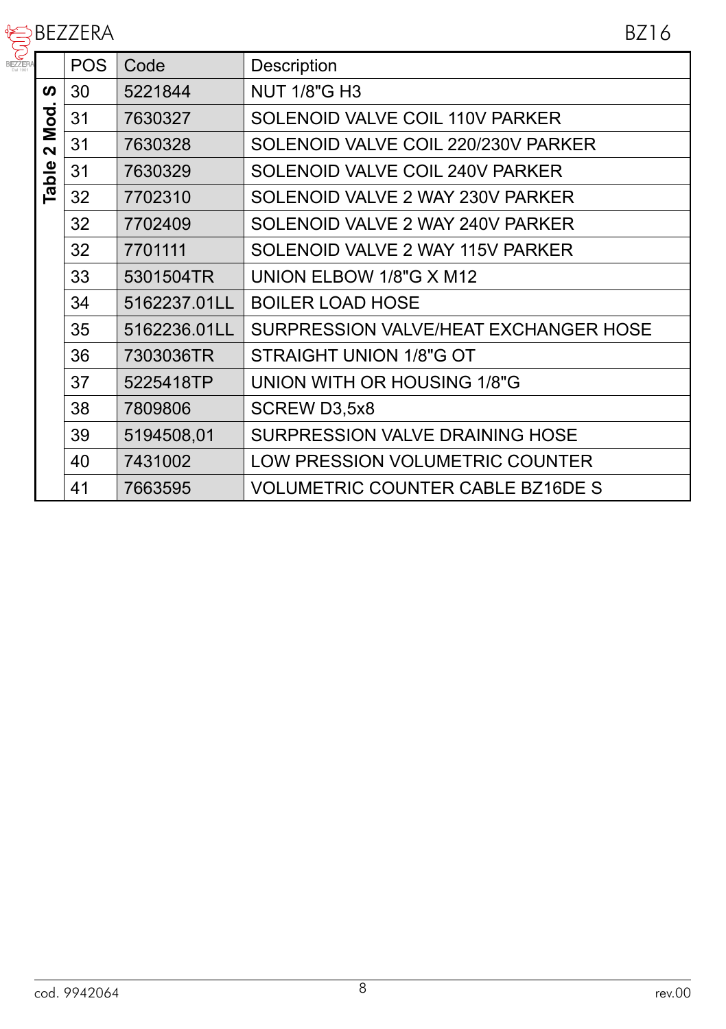| Table 2 Mod. S | POS | Code | Description |
|---|---|---|---|
| | 30 | 5221844 | NUT 1/8"G H3 |
| | 31 | 7630327 | SOLENOID VALVE COIL 110V PARKER |
| | 31 | 7630328 | SOLENOID VALVE COIL 220/230V PARKER |
| | 31 | 7630329 | SOLENOID VALVE COIL 240V PARKER |
| | 32 | 7702310 | SOLENOID VALVE 2 WAY 230V PARKER |
| | 32 | 7702409 | SOLENOID VALVE 2 WAY 240V PARKER |
| | 32 | 7701111 | SOLENOID VALVE 2 WAY 115V PARKER |
| | 33 | 5301504TR | UNION ELBOW 1/8"G X M12 |
| | 34 | 5162237.01LL | BOILER LOAD HOSE |
| | 35 | 5162236.01LL | SURPRESSION VALVE/HEAT EXCHANGER HOSE |
| | 36 | 7303036TR | STRAIGHT UNION 1/8"G OT |
| | 37 | 5225418TP | UNION WITH OR HOUSING 1/8"G |
| | 38 | 7809806 | SCREW D3,5x8 |
| | 39 | 5194508,01 | SURPRESSION VALVE DRAINING HOSE |
| | 40 | 7431002 | LOW PRESSION VOLUMETRIC COUNTER |
| | 41 | 7663595 | VOLUMETRIC COUNTER CABLE BZ16DE S |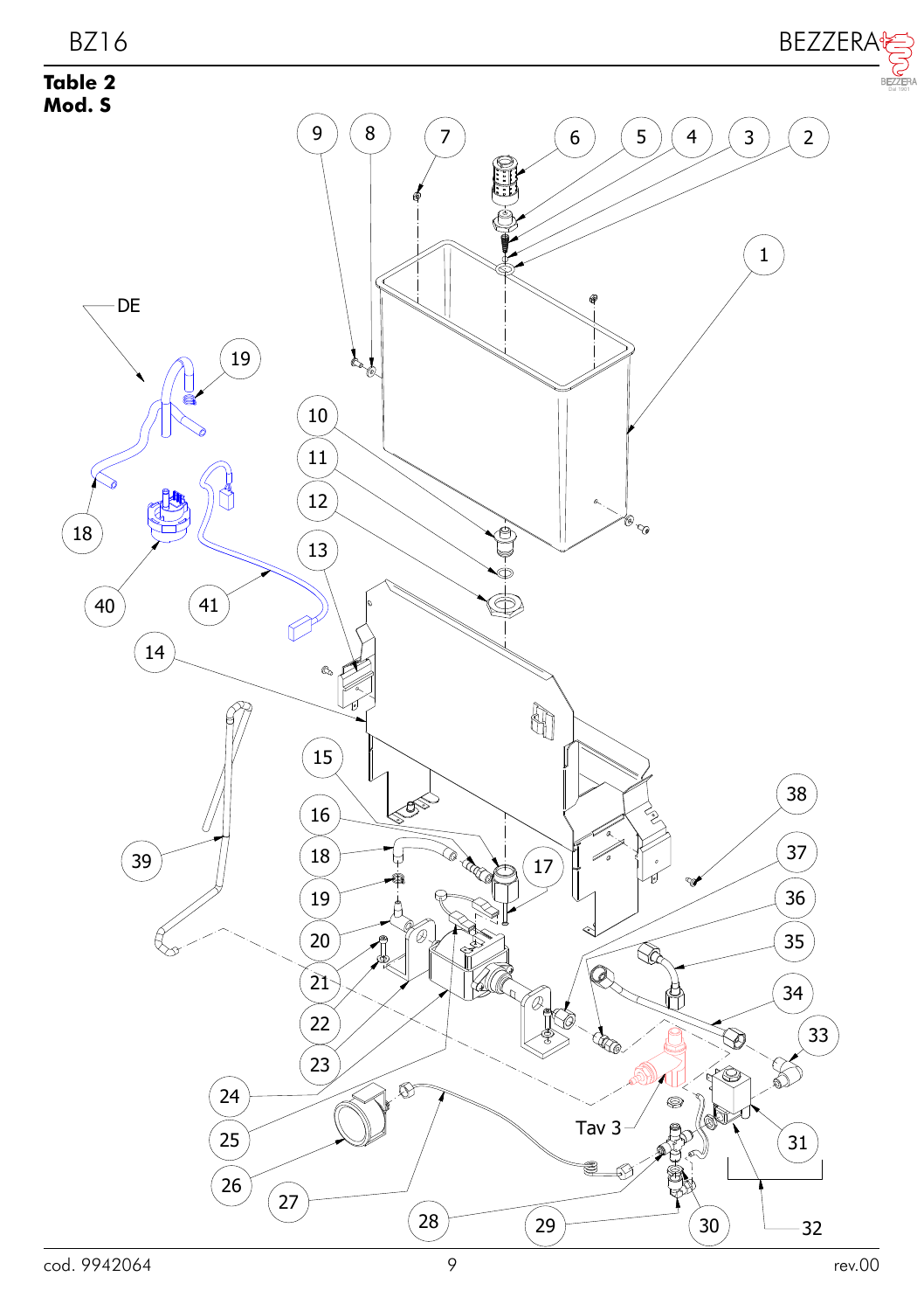**Table 2**
**Mod. S**

9 8 7 6 5 4 3 2

1

DE

19

10

11

18

12

40

41

13

14

15

38

16

39

18

17

37

19

36

20

35

21

34

22

33

23

24

Tav 3

31

25

26

27

28

29

30

32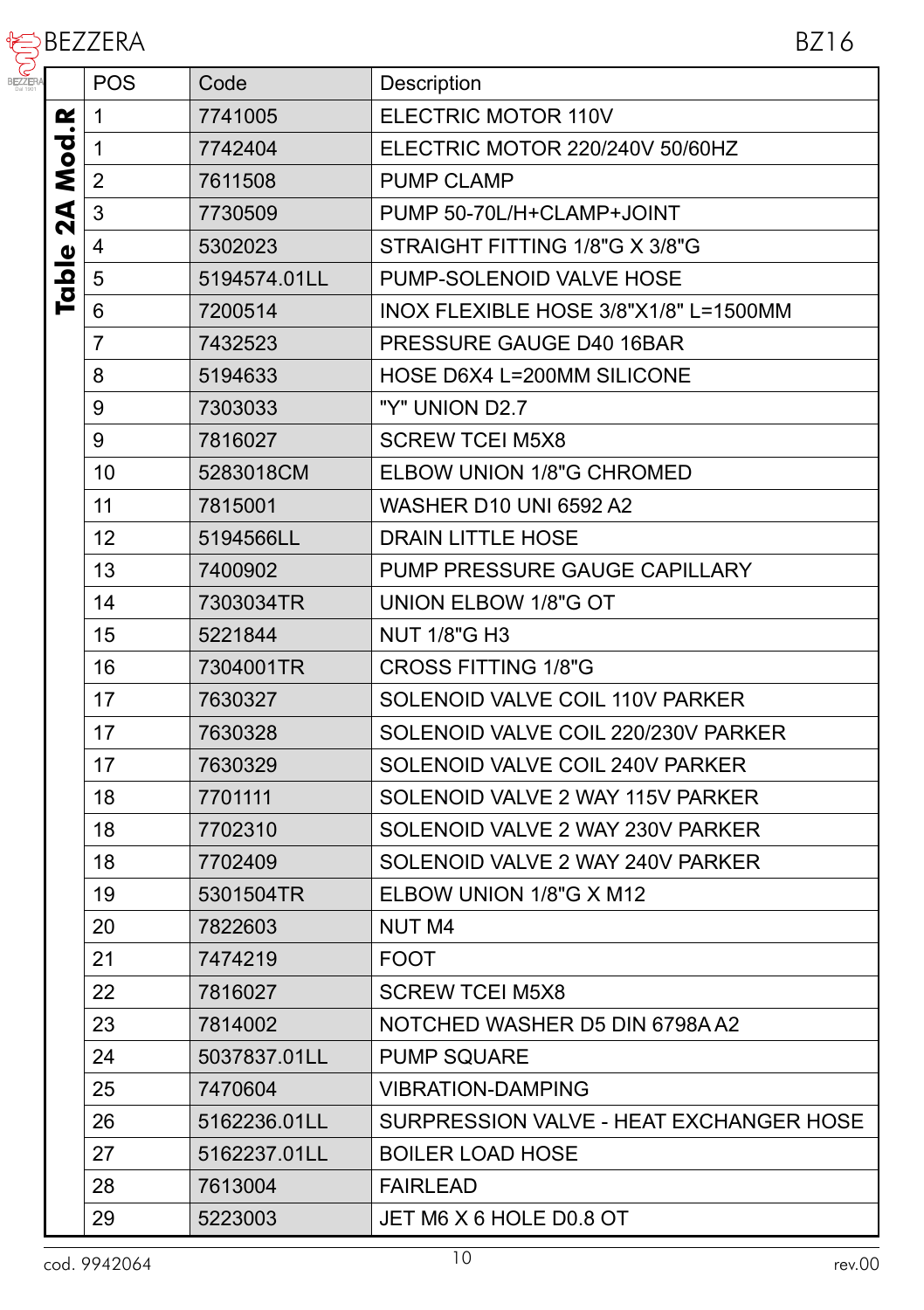## Table 2A Mod.R

| POS | Code | Description |
|---|---|---|
| 1 | 7741005 | ELECTRIC MOTOR 110V |
| 1 | 7742404 | ELECTRIC MOTOR 220/240V 50/60HZ |
| 2 | 7611508 | PUMP CLAMP |
| 3 | 7730509 | PUMP 50-70L/H+CLAMP+JOINT |
| 4 | 5302023 | STRAIGHT FITTING 1/8"G X 3/8"G |
| 5 | 5194574.01LL | PUMP-SOLENOID VALVE HOSE |
| 6 | 7200514 | INOX FLEXIBLE HOSE 3/8"X1/8" L=1500MM |
| 7 | 7432523 | PRESSURE GAUGE D40 16BAR |
| 8 | 5194633 | HOSE D6X4 L=200MM SILICONE |
| 9 | 7303033 | "Y" UNION D2.7 |
| 9 | 7816027 | SCREW TCEI M5X8 |
| 10 | 5283018CM | ELBOW UNION 1/8"G CHROMED |
| 11 | 7815001 | WASHER D10 UNI 6592 A2 |
| 12 | 5194566LL | DRAIN LITTLE HOSE |
| 13 | 7400902 | PUMP PRESSURE GAUGE CAPILLARY |
| 14 | 7303034TR | UNION ELBOW 1/8"G OT |
| 15 | 5221844 | NUT 1/8"G H3 |
| 16 | 7304001TR | CROSS FITTING 1/8"G |
| 17 | 7630327 | SOLENOID VALVE COIL 110V PARKER |
| 17 | 7630328 | SOLENOID VALVE COIL 220/230V PARKER |
| 17 | 7630329 | SOLENOID VALVE COIL 240V PARKER |
| 18 | 7701111 | SOLENOID VALVE 2 WAY 115V PARKER |
| 18 | 7702310 | SOLENOID VALVE 2 WAY 230V PARKER |
| 18 | 7702409 | SOLENOID VALVE 2 WAY 240V PARKER |
| 19 | 5301504TR | ELBOW UNION 1/8"G X M12 |
| 20 | 7822603 | NUT M4 |
| 21 | 7474219 | FOOT |
| 22 | 7816027 | SCREW TCEI M5X8 |
| 23 | 7814002 | NOTCHED WASHER D5 DIN 6798A A2 |
| 24 | 5037837.01LL | PUMP SQUARE |
| 25 | 7470604 | VIBRATION-DAMPING |
| 26 | 5162236.01LL | SURPRESSION VALVE - HEAT EXCHANGER HOSE |
| 27 | 5162237.01LL | BOILER LOAD HOSE |
| 28 | 7613004 | FAIRLEAD |
| 29 | 5223003 | JET M6 X 6 HOLE D0.8 OT |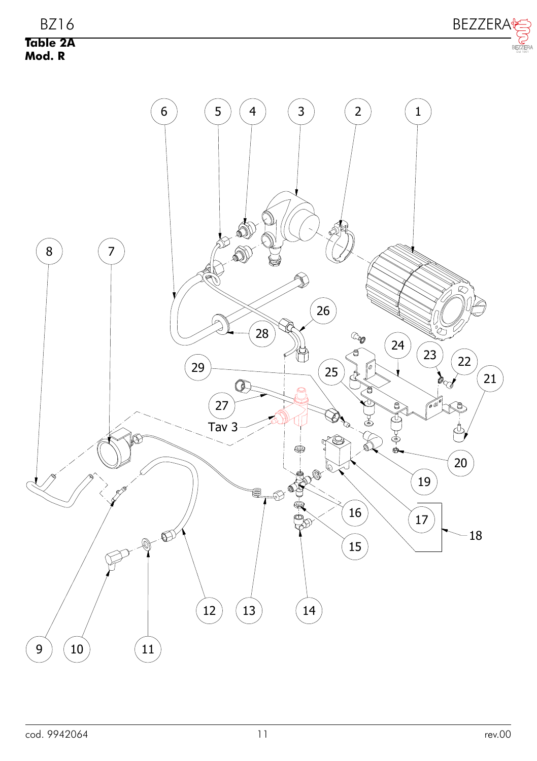**Table 2A**
**Mod. R**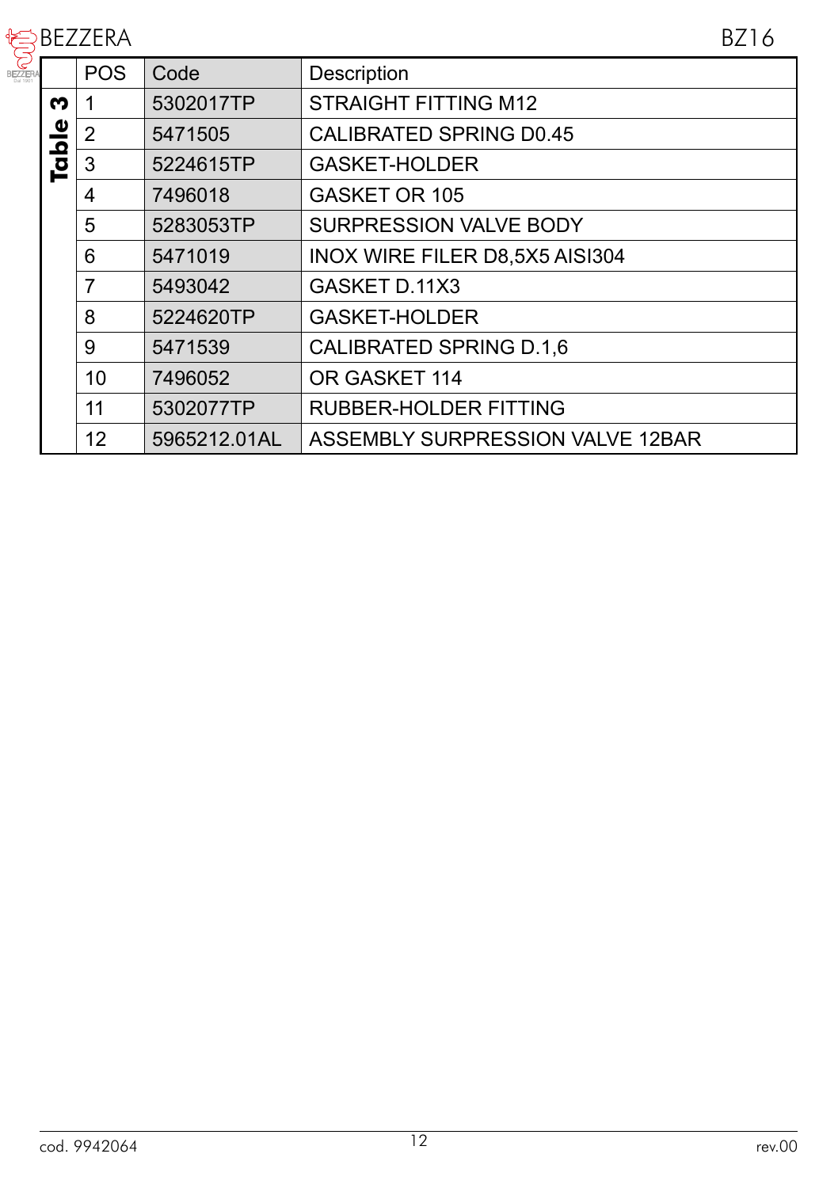## Table 3

| POS | Code | Description |
|---|---|---|
| 1 | 5302017TP | STRAIGHT FITTING M12 |
| 2 | 5471505 | CALIBRATED SPRING D0.45 |
| 3 | 5224615TP | GASKET-HOLDER |
| 4 | 7496018 | GASKET OR 105 |
| 5 | 5283053TP | SURPRESSION VALVE BODY |
| 6 | 5471019 | INOX WIRE FILER D8,5X5 AISI304 |
| 7 | 5493042 | GASKET D.11X3 |
| 8 | 5224620TP | GASKET-HOLDER |
| 9 | 5471539 | CALIBRATED SPRING D.1,6 |
| 10 | 7496052 | OR GASKET 114 |
| 11 | 5302077TP | RUBBER-HOLDER FITTING |
| 12 | 5965212.01AL | ASSEMBLY SURPRESSION VALVE 12BAR |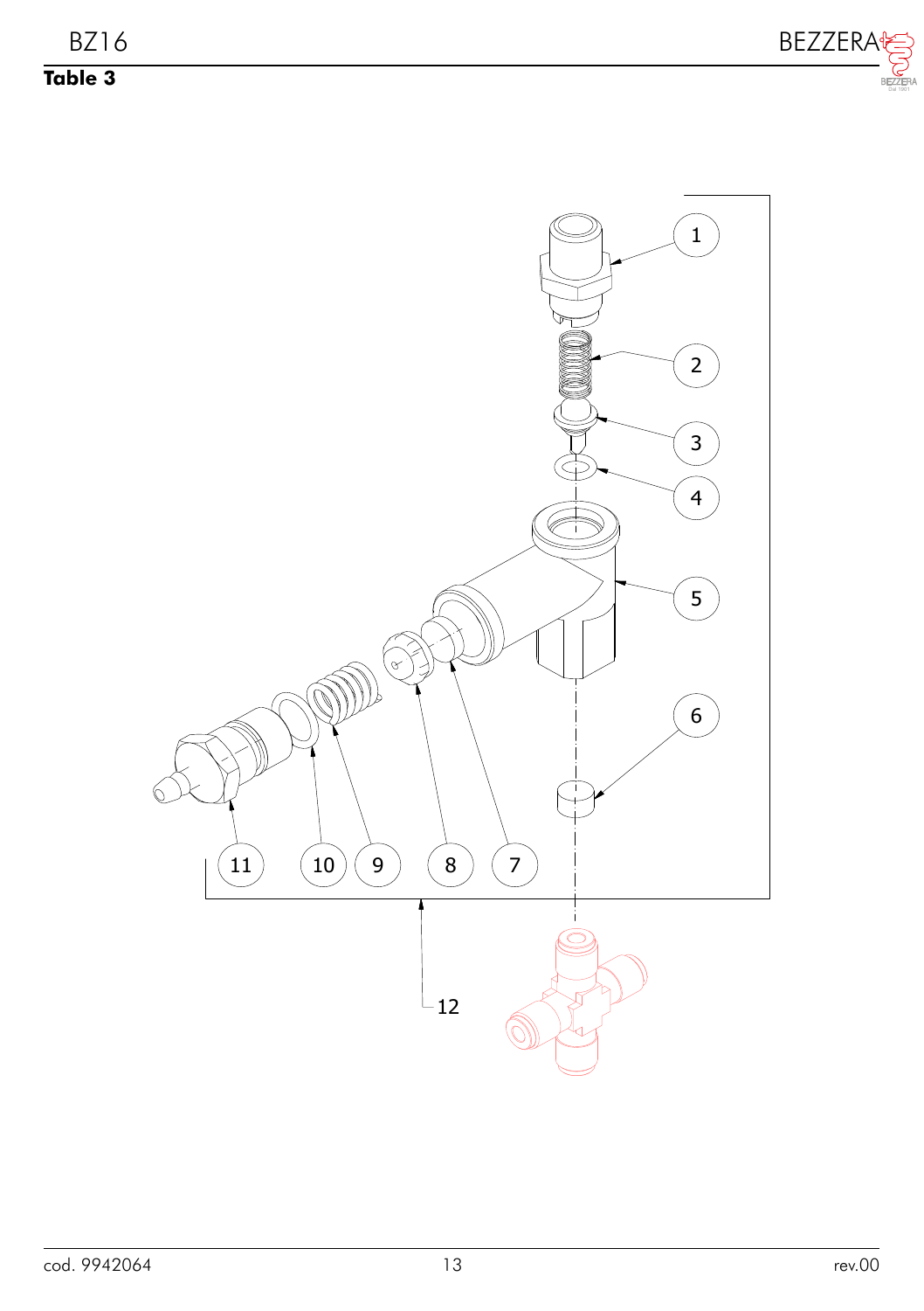**Table 3**

1
2
3
4
5
6
7
8
9
10
11
12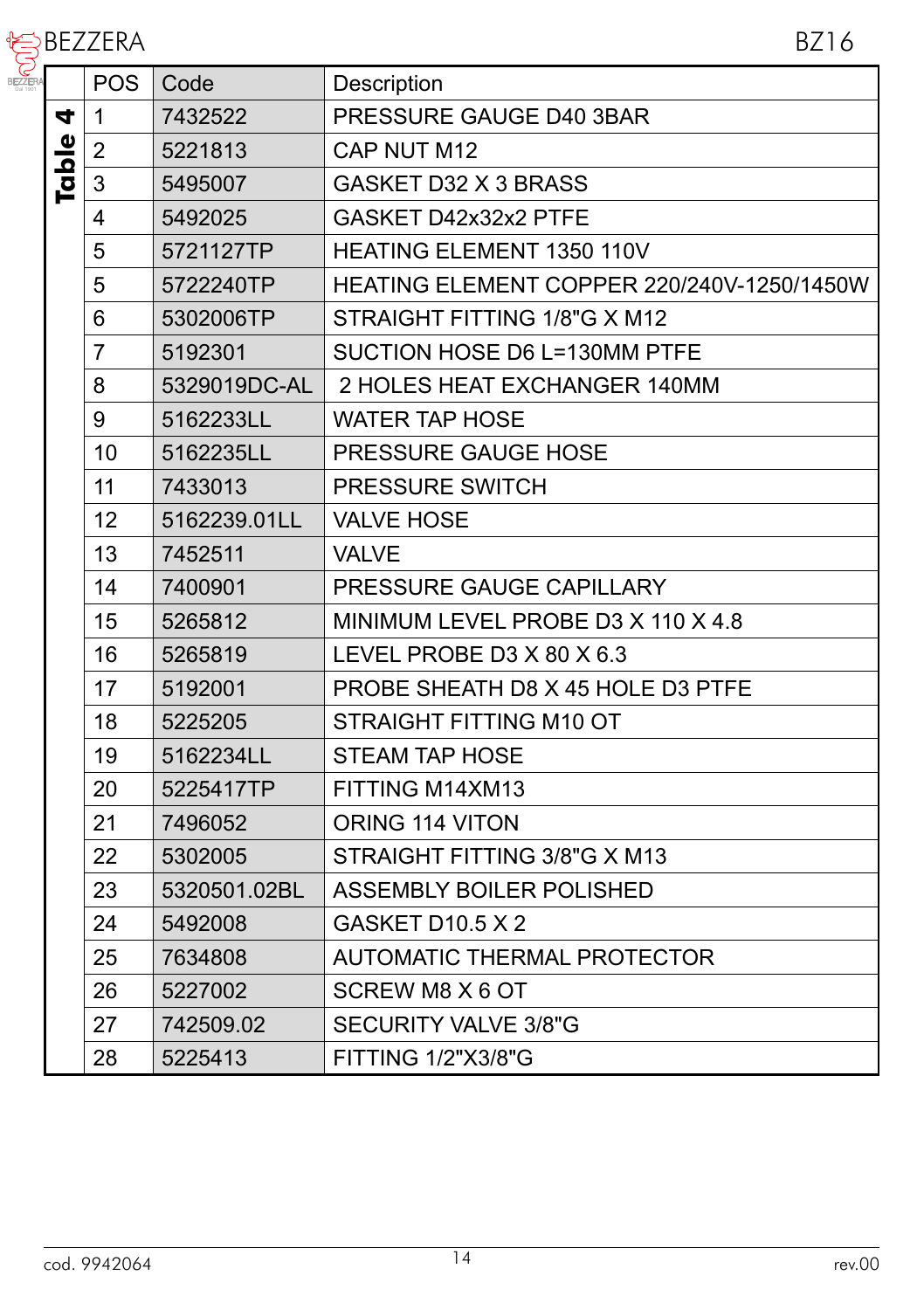## Table 4

| POS | Code | Description |
|---|---|---|
| 1 | 7432522 | PRESSURE GAUGE D40 3BAR |
| 2 | 5221813 | CAP NUT M12 |
| 3 | 5495007 | GASKET D32 X 3 BRASS |
| 4 | 5492025 | GASKET D42x32x2 PTFE |
| 5 | 5721127TP | HEATING ELEMENT 1350 110V |
| 5 | 5722240TP | HEATING ELEMENT COPPER 220/240V-1250/1450W |
| 6 | 5302006TP | STRAIGHT FITTING 1/8"G X M12 |
| 7 | 5192301 | SUCTION HOSE D6 L=130MM PTFE |
| 8 | 5329019DC-AL | 2 HOLES HEAT EXCHANGER 140MM |
| 9 | 5162233LL | WATER TAP HOSE |
| 10 | 5162235LL | PRESSURE GAUGE HOSE |
| 11 | 7433013 | PRESSURE SWITCH |
| 12 | 5162239.01LL | VALVE HOSE |
| 13 | 7452511 | VALVE |
| 14 | 7400901 | PRESSURE GAUGE CAPILLARY |
| 15 | 5265812 | MINIMUM LEVEL PROBE D3 X 110 X 4.8 |
| 16 | 5265819 | LEVEL PROBE D3 X 80 X 6.3 |
| 17 | 5192001 | PROBE SHEATH D8 X 45 HOLE D3 PTFE |
| 18 | 5225205 | STRAIGHT FITTING M10 OT |
| 19 | 5162234LL | STEAM TAP HOSE |
| 20 | 5225417TP | FITTING M14XM13 |
| 21 | 7496052 | ORING 114 VITON |
| 22 | 5302005 | STRAIGHT FITTING 3/8"G X M13 |
| 23 | 5320501.02BL | ASSEMBLY BOILER POLISHED |
| 24 | 5492008 | GASKET D10.5 X 2 |
| 25 | 7634808 | AUTOMATIC THERMAL PROTECTOR |
| 26 | 5227002 | SCREW M8 X 6 OT |
| 27 | 742509.02 | SECURITY VALVE 3/8"G |
| 28 | 5225413 | FITTING 1/2"X3/8"G |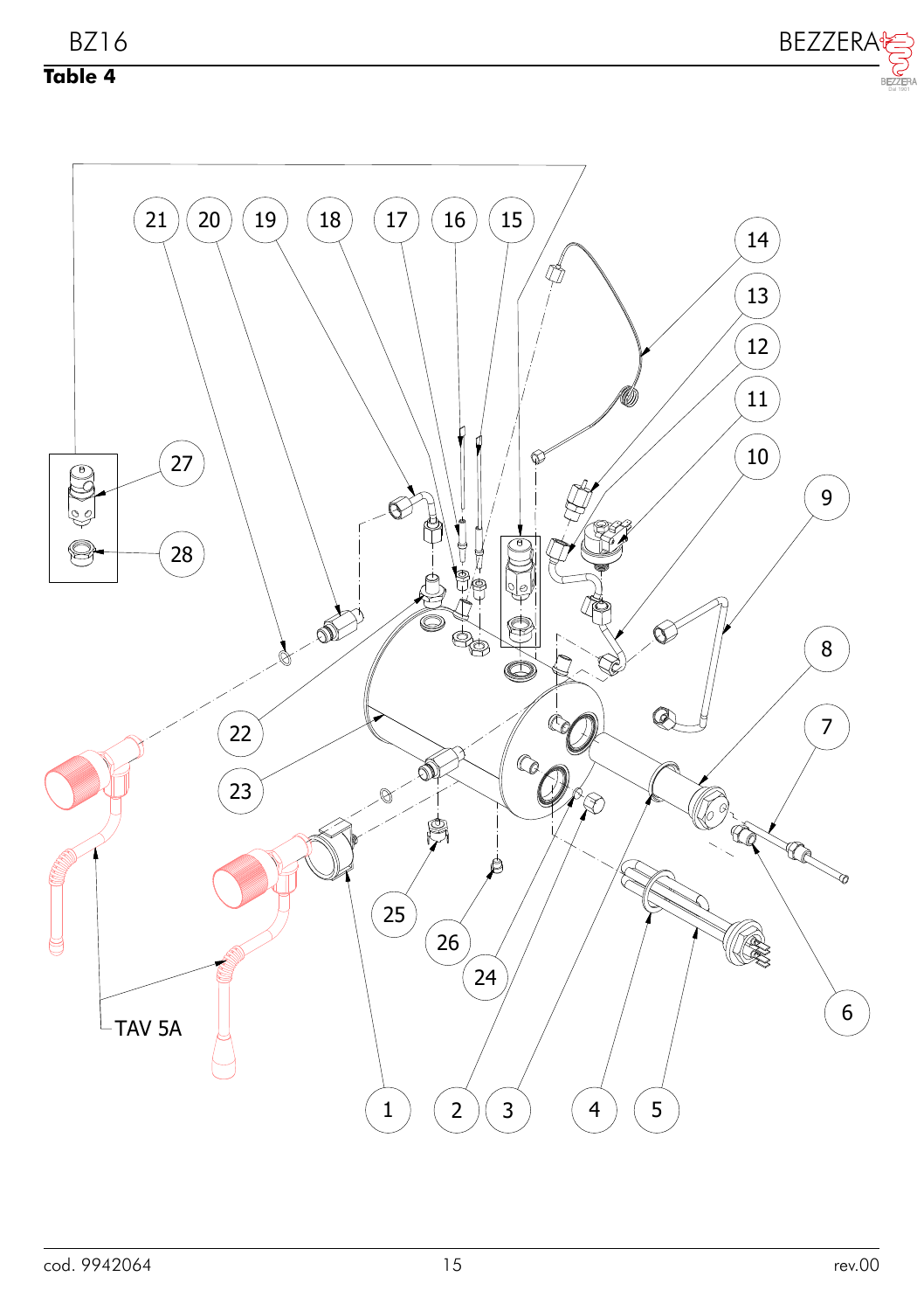**Table 4**

21 20 19 18 17 16 15

14

13

12

11

10

9

8

7

27

28

22

23

25

26

24

6

TAV 5A

1 2 3 4 5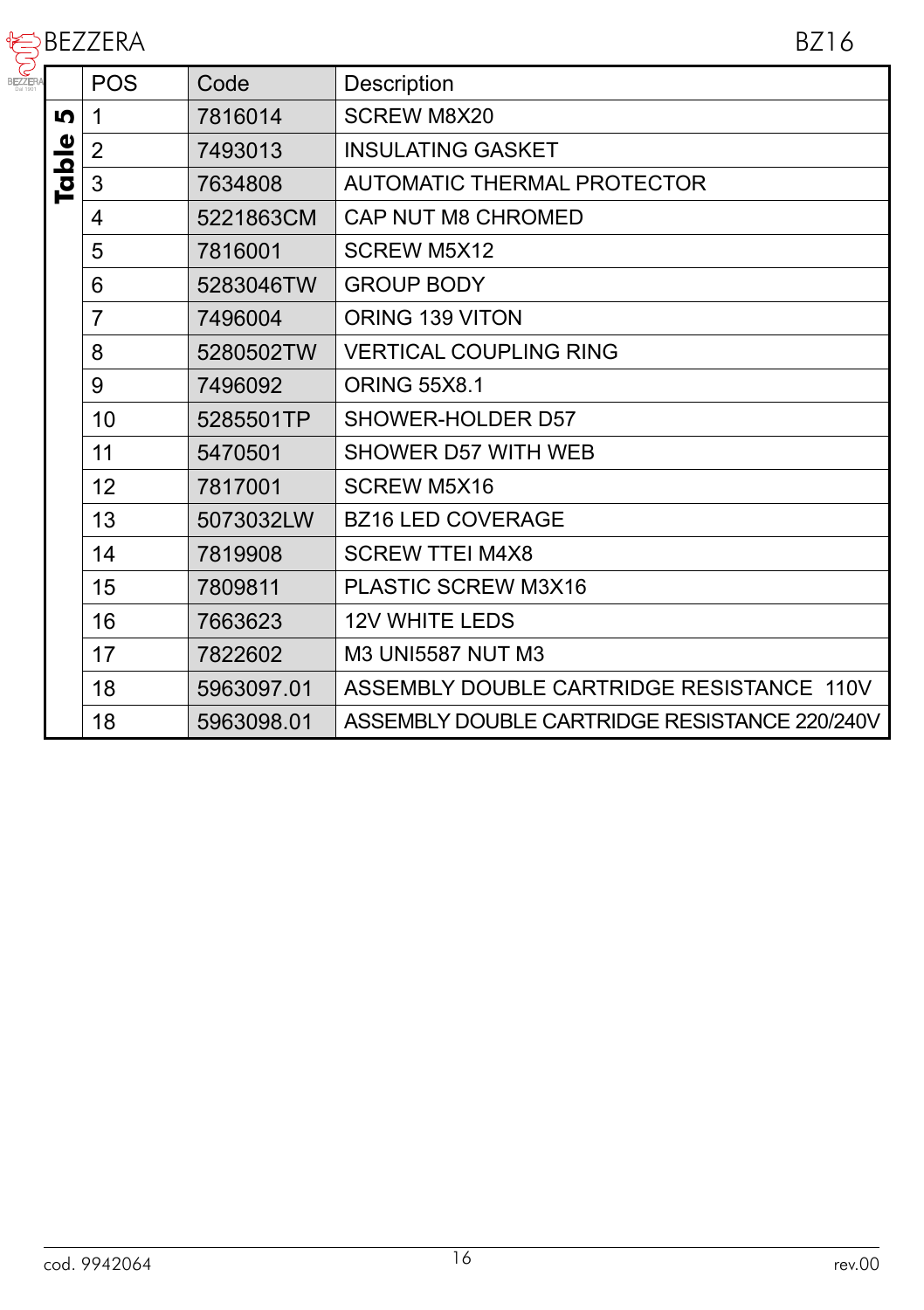## Table 5

| POS | Code | Description |
|---|---|---|
| 1 | 7816014 | SCREW M8X20 |
| 2 | 7493013 | INSULATING GASKET |
| 3 | 7634808 | AUTOMATIC THERMAL PROTECTOR |
| 4 | 5221863CM | CAP NUT M8 CHROMED |
| 5 | 7816001 | SCREW M5X12 |
| 6 | 5283046TW | GROUP BODY |
| 7 | 7496004 | ORING 139 VITON |
| 8 | 5280502TW | VERTICAL COUPLING RING |
| 9 | 7496092 | ORING 55X8.1 |
| 10 | 5285501TP | SHOWER-HOLDER D57 |
| 11 | 5470501 | SHOWER D57 WITH WEB |
| 12 | 7817001 | SCREW M5X16 |
| 13 | 5073032LW | BZ16 LED COVERAGE |
| 14 | 7819908 | SCREW TTEI M4X8 |
| 15 | 7809811 | PLASTIC SCREW M3X16 |
| 16 | 7663623 | 12V WHITE LEDS |
| 17 | 7822602 | M3 UNI5587 NUT M3 |
| 18 | 5963097.01 | ASSEMBLY DOUBLE CARTRIDGE RESISTANCE 110V |
| 18 | 5963098.01 | ASSEMBLY DOUBLE CARTRIDGE RESISTANCE 220/240V |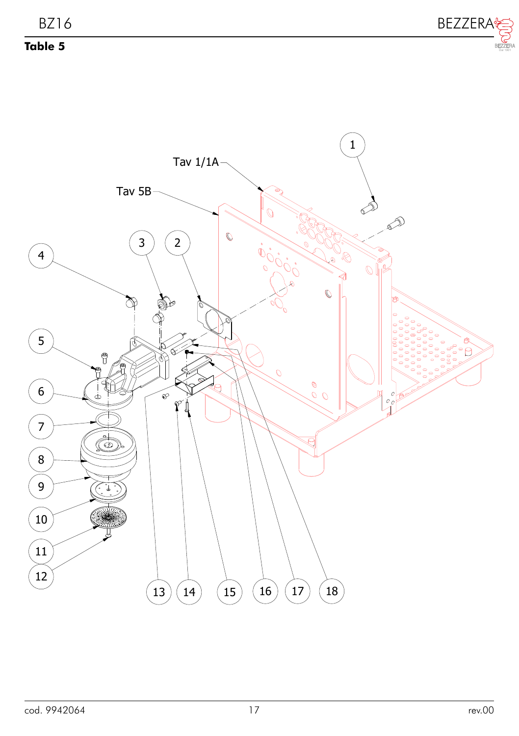**Table 5**

Tav 1/1A

Tav 5B

1 2 3 4 5 6 7 8 9 10 11 12 13 14 15 16 17 18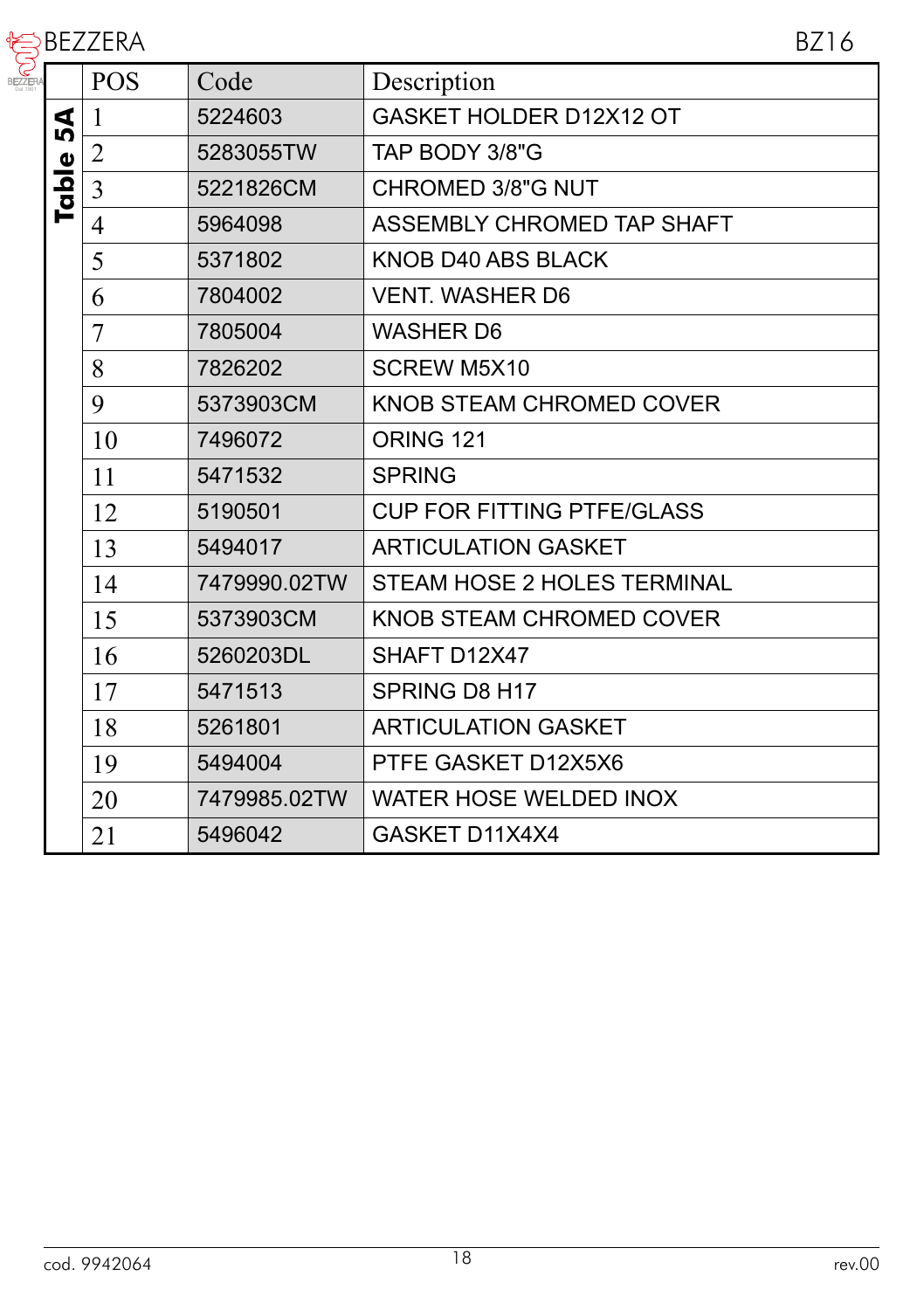## Table 5A

| POS | Code | Description |
|---|---|---|
| 1 | 5224603 | GASKET HOLDER D12X12 OT |
| 2 | 5283055TW | TAP BODY 3/8"G |
| 3 | 5221826CM | CHROMED 3/8"G NUT |
| 4 | 5964098 | ASSEMBLY CHROMED TAP SHAFT |
| 5 | 5371802 | KNOB D40 ABS BLACK |
| 6 | 7804002 | VENT. WASHER D6 |
| 7 | 7805004 | WASHER D6 |
| 8 | 7826202 | SCREW M5X10 |
| 9 | 5373903CM | KNOB STEAM CHROMED COVER |
| 10 | 7496072 | ORING 121 |
| 11 | 5471532 | SPRING |
| 12 | 5190501 | CUP FOR FITTING PTFE/GLASS |
| 13 | 5494017 | ARTICULATION GASKET |
| 14 | 7479990.02TW | STEAM HOSE 2 HOLES TERMINAL |
| 15 | 5373903CM | KNOB STEAM CHROMED COVER |
| 16 | 5260203DL | SHAFT D12X47 |
| 17 | 5471513 | SPRING D8 H17 |
| 18 | 5261801 | ARTICULATION GASKET |
| 19 | 5494004 | PTFE GASKET D12X5X6 |
| 20 | 7479985.02TW | WATER HOSE WELDED INOX |
| 21 | 5496042 | GASKET D11X4X4 |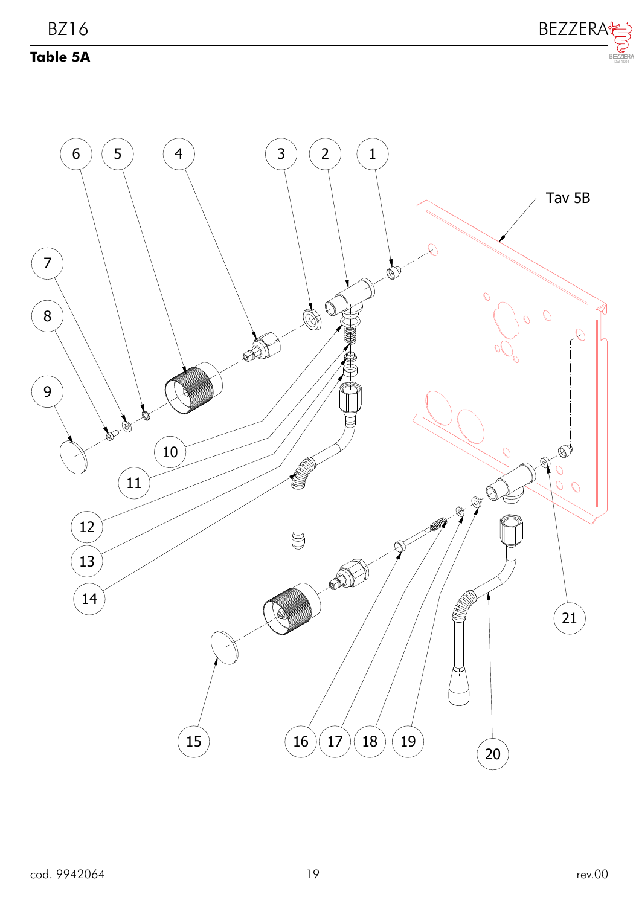**Table 5A**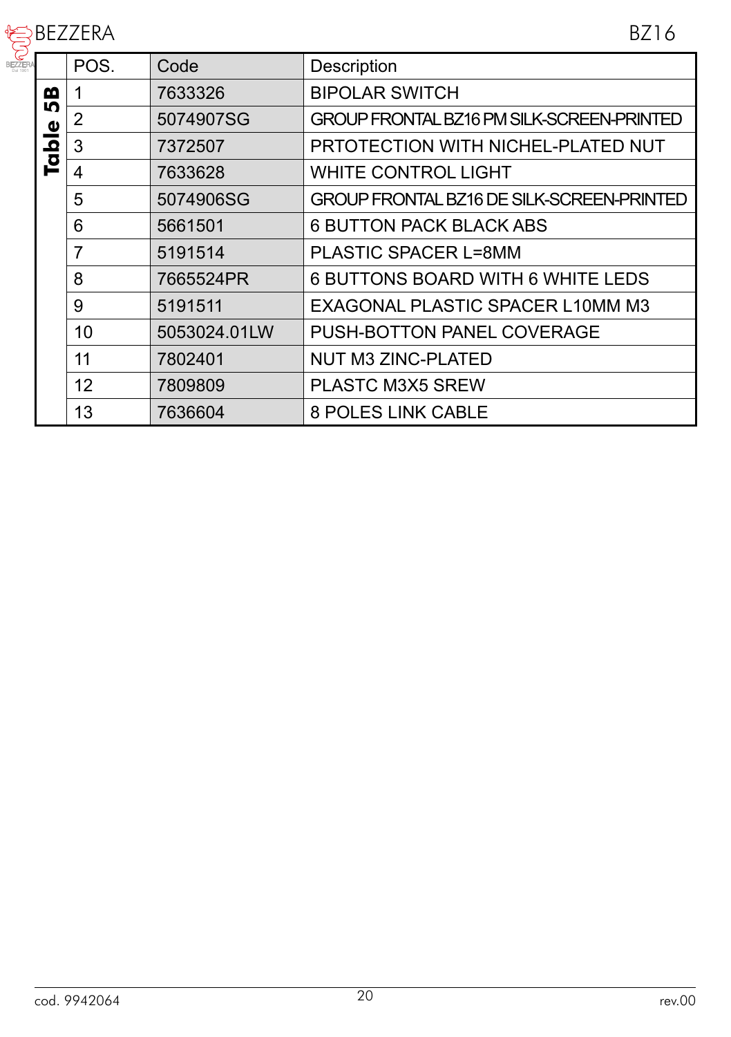| Table 5B | POS. | Code | Description |
|---|---|---|---|
| | 1 | 7633326 | BIPOLAR SWITCH |
| | 2 | 5074907SG | GROUP FRONTAL BZ16 PM SILK-SCREEN-PRINTED |
| | 3 | 7372507 | PRTOTECTION WITH NICHEL-PLATED NUT |
| | 4 | 7633628 | WHITE CONTROL LIGHT |
| | 5 | 5074906SG | GROUP FRONTAL BZ16 DE SILK-SCREEN-PRINTED |
| | 6 | 5661501 | 6 BUTTON PACK BLACK ABS |
| | 7 | 5191514 | PLASTIC SPACER L=8MM |
| | 8 | 7665524PR | 6 BUTTONS BOARD WITH 6 WHITE LEDS |
| | 9 | 5191511 | EXAGONAL PLASTIC SPACER L10MM M3 |
| | 10 | 5053024.01LW | PUSH-BOTTON PANEL COVERAGE |
| | 11 | 7802401 | NUT M3 ZINC-PLATED |
| | 12 | 7809809 | PLASTC M3X5 SREW |
| | 13 | 7636604 | 8 POLES LINK CABLE |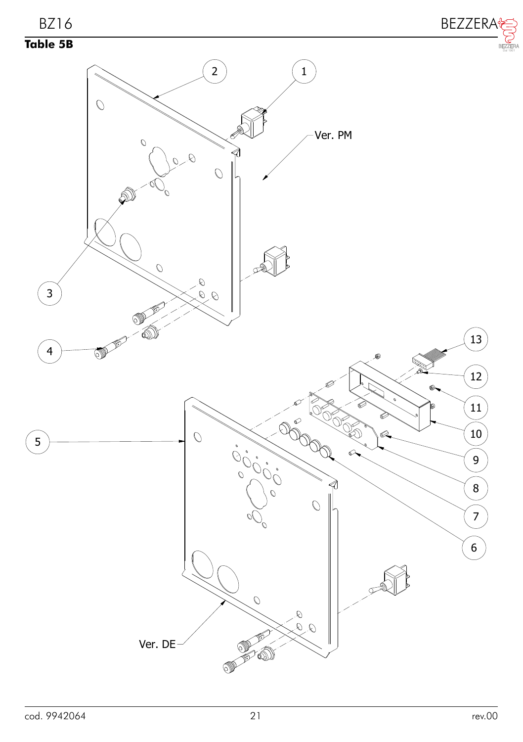## Table 5B

Ver. PM

Ver. DE

1 2 3 4 5 6 7 8 9 10 11 12 13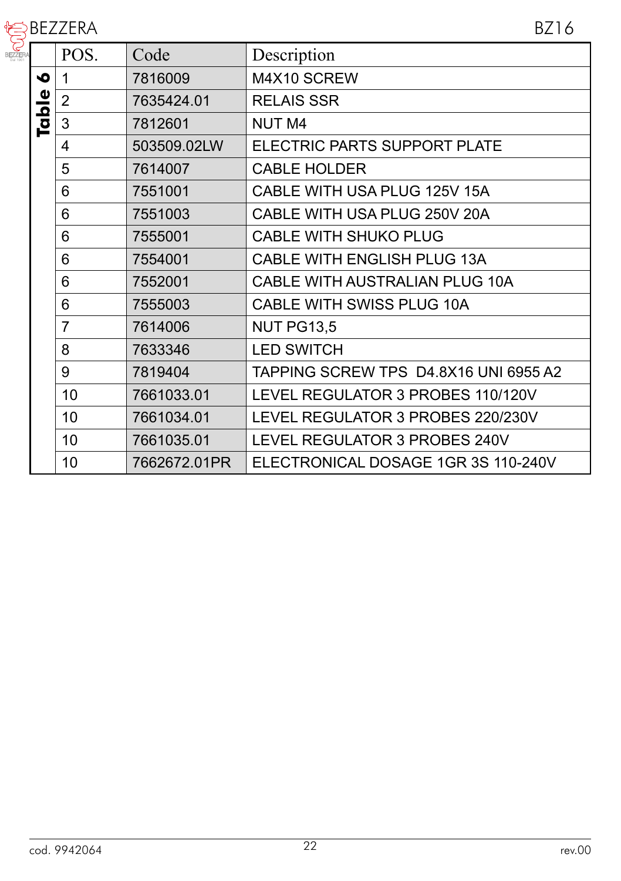## Table 6

| POS. | Code | Description |
|---|---|---|
| 1 | 7816009 | M4X10 SCREW |
| 2 | 7635424.01 | RELAIS SSR |
| 3 | 7812601 | NUT M4 |
| 4 | 503509.02LW | ELECTRIC PARTS SUPPORT PLATE |
| 5 | 7614007 | CABLE HOLDER |
| 6 | 7551001 | CABLE WITH USA PLUG 125V 15A |
| 6 | 7551003 | CABLE WITH USA PLUG 250V 20A |
| 6 | 7555001 | CABLE WITH SHUKO PLUG |
| 6 | 7554001 | CABLE WITH ENGLISH PLUG 13A |
| 6 | 7552001 | CABLE WITH AUSTRALIAN PLUG 10A |
| 6 | 7555003 | CABLE WITH SWISS PLUG 10A |
| 7 | 7614006 | NUT PG13,5 |
| 8 | 7633346 | LED SWITCH |
| 9 | 7819404 | TAPPING SCREW TPS D4.8X16 UNI 6955 A2 |
| 10 | 7661033.01 | LEVEL REGULATOR 3 PROBES 110/120V |
| 10 | 7661034.01 | LEVEL REGULATOR 3 PROBES 220/230V |
| 10 | 7661035.01 | LEVEL REGULATOR 3 PROBES 240V |
| 10 | 7662672.01PR | ELECTRONICAL DOSAGE 1GR 3S 110-240V |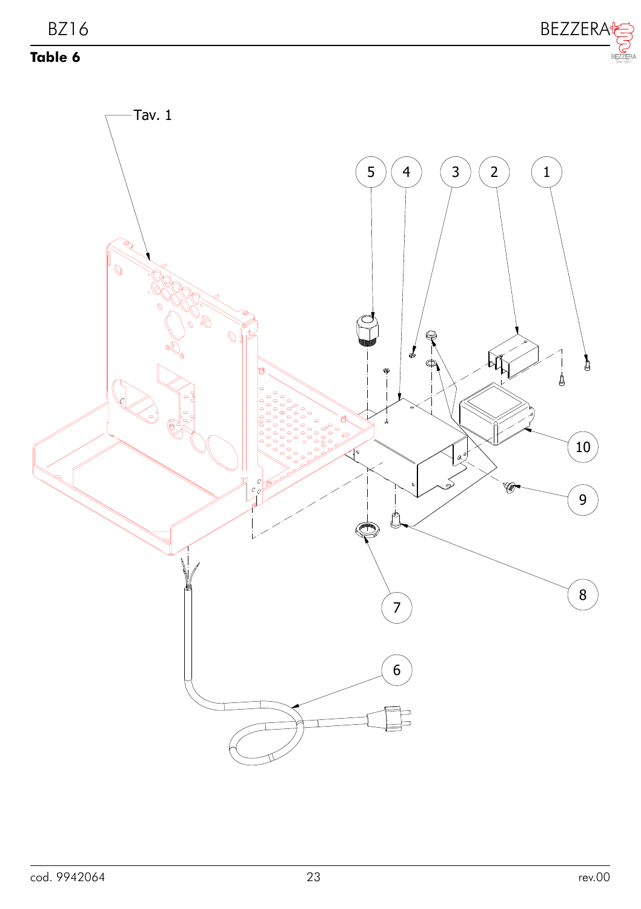**Table 6**

Tav. 1

5 4 3 2 1

10

9

8

7

6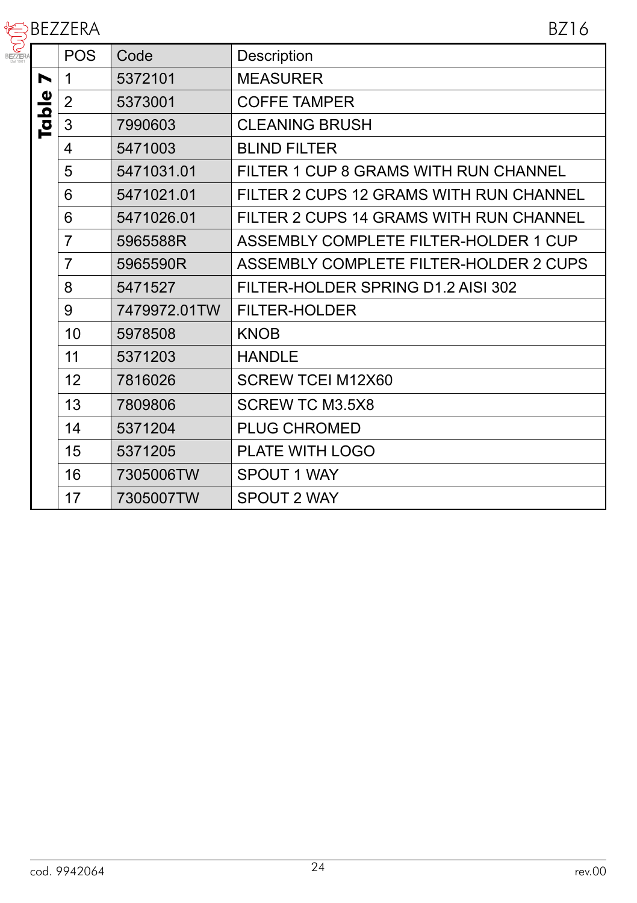## Table 7

| POS | Code | Description |
|---|---|---|
| 1 | 5372101 | MEASURER |
| 2 | 5373001 | COFFE TAMPER |
| 3 | 7990603 | CLEANING BRUSH |
| 4 | 5471003 | BLIND FILTER |
| 5 | 5471031.01 | FILTER 1 CUP 8 GRAMS WITH RUN CHANNEL |
| 6 | 5471021.01 | FILTER 2 CUPS 12 GRAMS WITH RUN CHANNEL |
| 6 | 5471026.01 | FILTER 2 CUPS 14 GRAMS WITH RUN CHANNEL |
| 7 | 5965588R | ASSEMBLY COMPLETE FILTER-HOLDER 1 CUP |
| 7 | 5965590R | ASSEMBLY COMPLETE FILTER-HOLDER 2 CUPS |
| 8 | 5471527 | FILTER-HOLDER SPRING D1.2 AISI 302 |
| 9 | 7479972.01TW | FILTER-HOLDER |
| 10 | 5978508 | KNOB |
| 11 | 5371203 | HANDLE |
| 12 | 7816026 | SCREW TCEI M12X60 |
| 13 | 7809806 | SCREW TC M3.5X8 |
| 14 | 5371204 | PLUG CHROMED |
| 15 | 5371205 | PLATE WITH LOGO |
| 16 | 7305006TW | SPOUT 1 WAY |
| 17 | 7305007TW | SPOUT 2 WAY |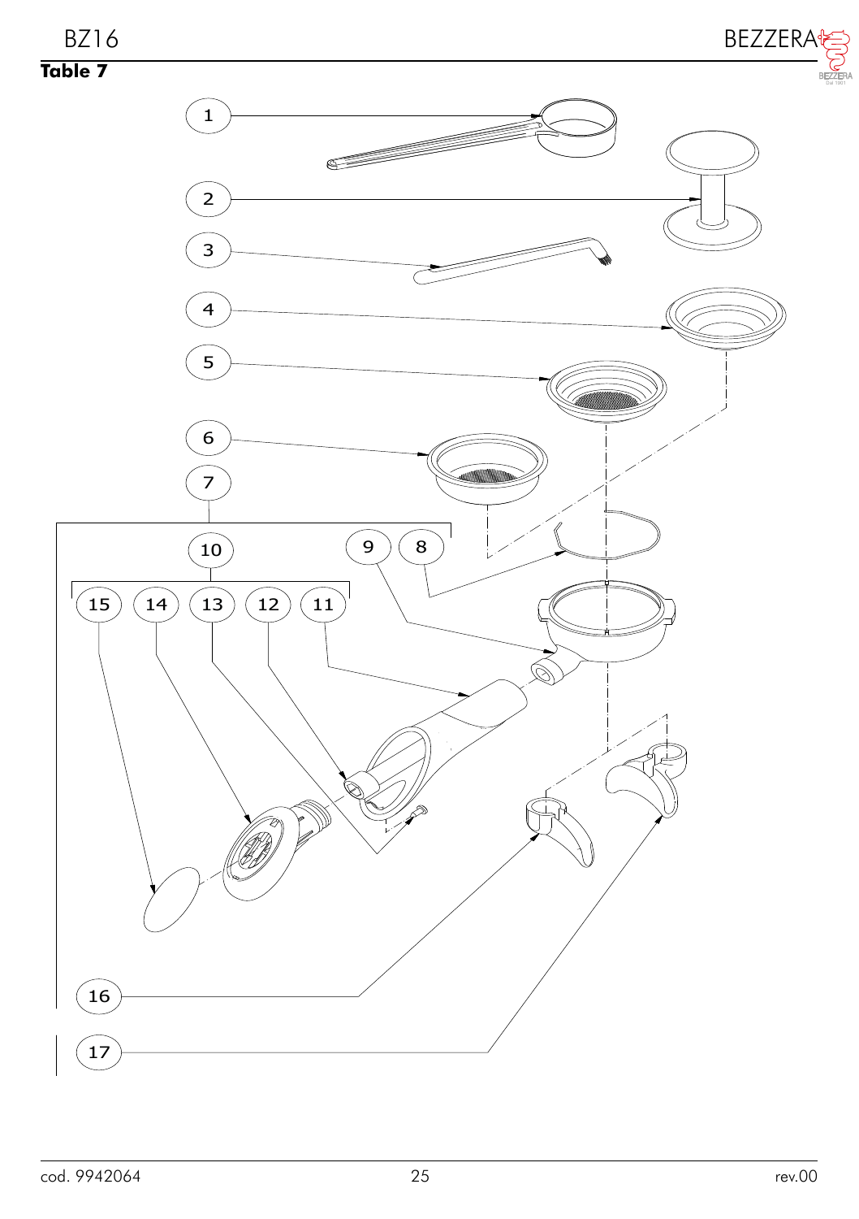**Table 7**

1
2
3
4
5
6
7
10
9
8
15
14
13
12
11
16
17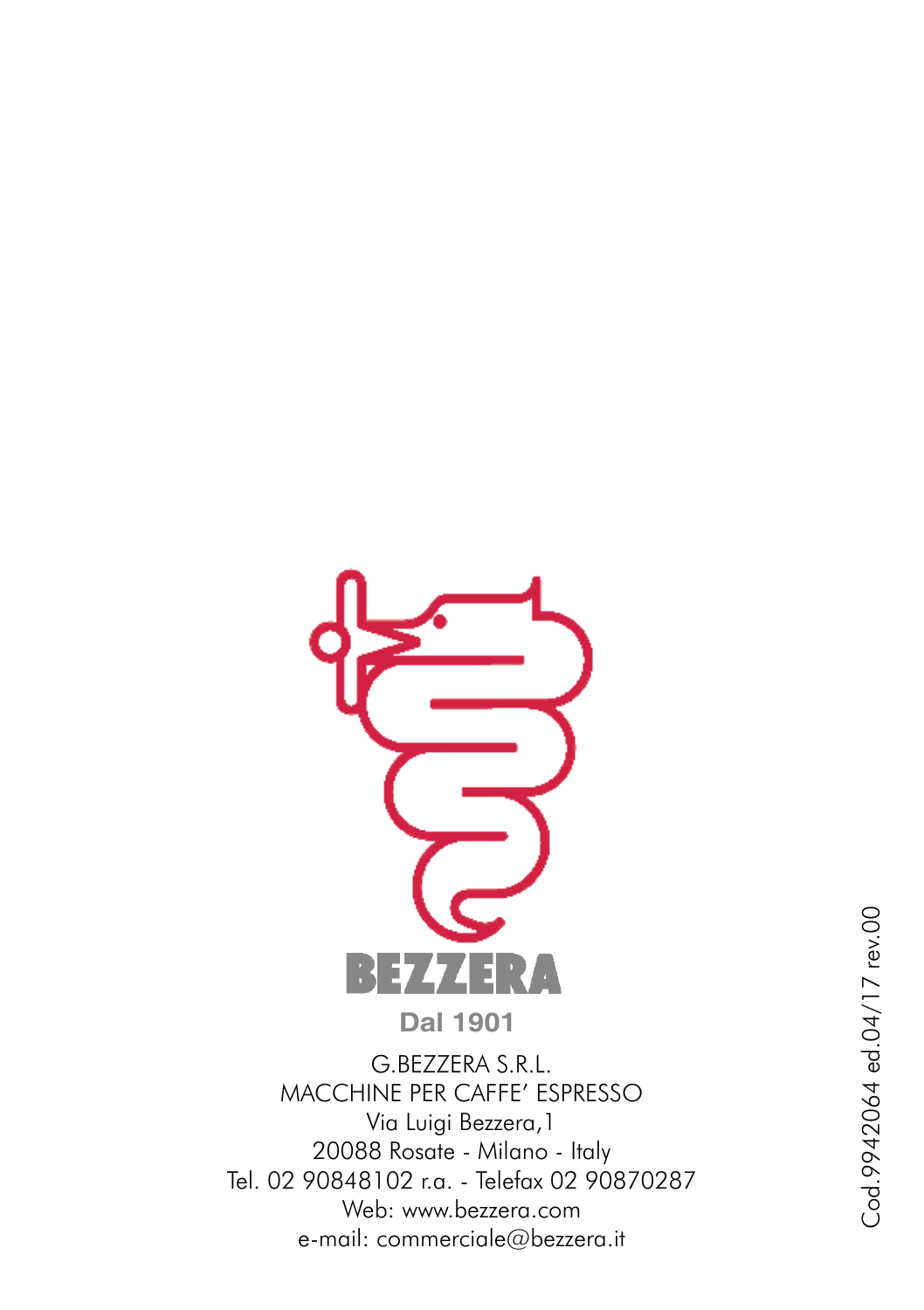BEZZERA

Dal 1901

G.BEZZERA S.R.L.
MACCHINE PER CAFFE' ESPRESSO
Via Luigi Bezzera,1
20088 Rosate - Milano - Italy
Tel. 02 90848102 r.a. - Telefax 02 90870287
Web: www.bezzera.com
e-mail: commerciale@bezzera.it

Cod.9942064 ed.04/17 rev.00